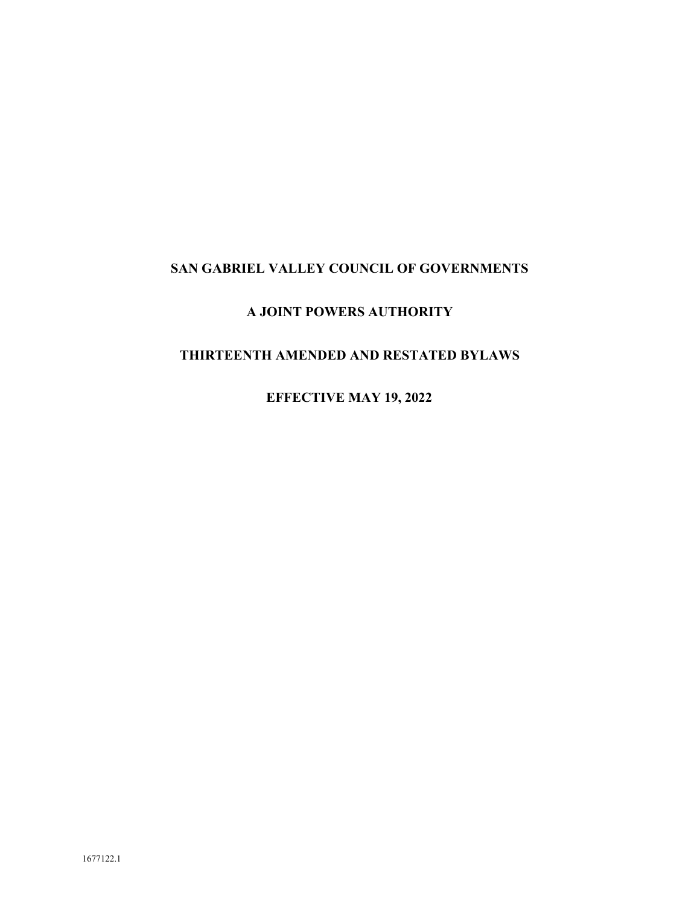# SAN GABRIEL VALLEY COUNCIL OF GOVERNMENTS

## A JOINT POWERS AUTHORITY

## THIRTEENTH AMENDED AND RESTATED BYLAWS

## EFFECTIVE MAY 19, 2022

1677122.1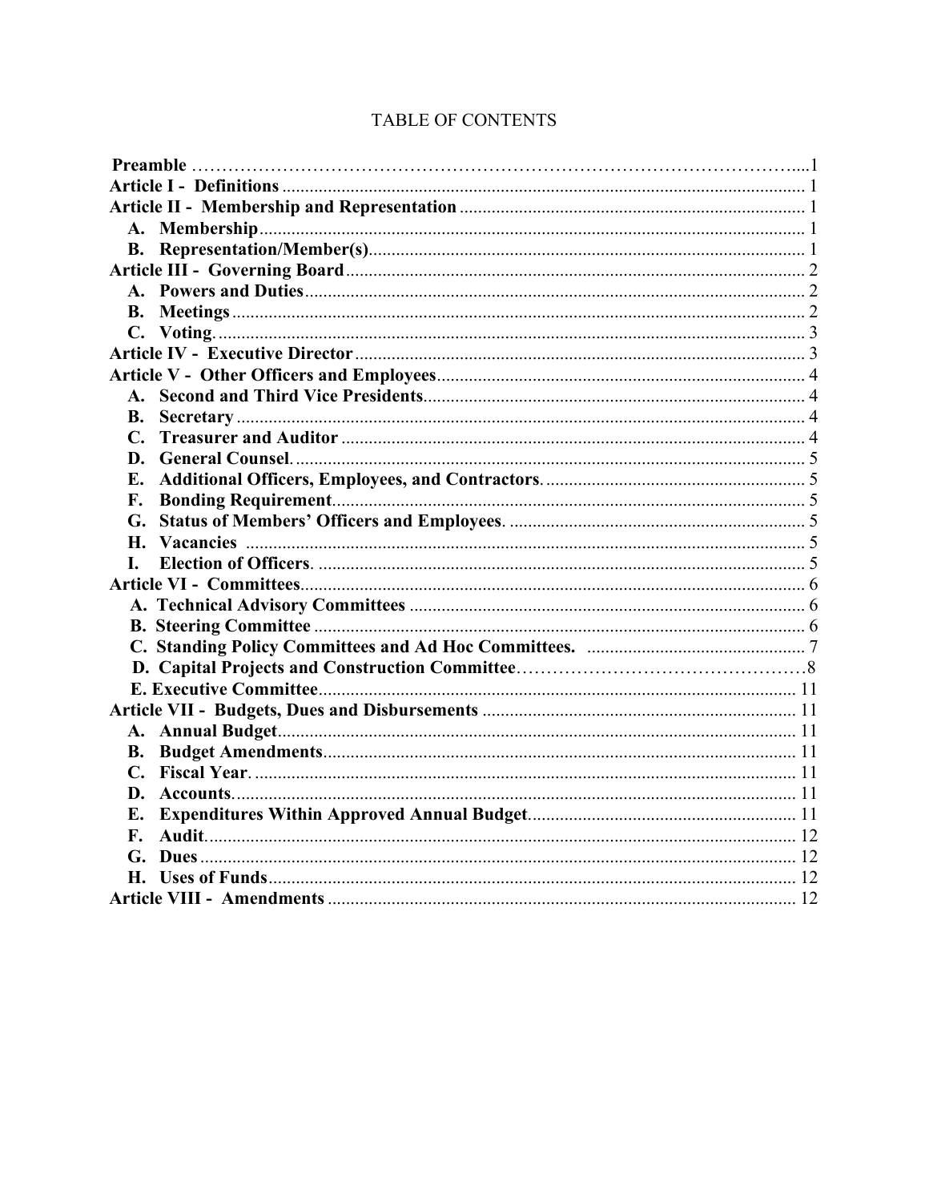# TABLE OF CONTENTS

**Preamble** ..........1
**Article I - Definitions** .......... 1
**Article II - Membership and Representation** .......... 1
- **A. Membership** .......... 1
- **B. Representation/Member(s)** .......... 1

**Article III - Governing Board** .......... 2
- **A. Powers and Duties** .......... 2
- **B. Meetings** .......... 2
- **C. Voting** .......... 3

**Article IV - Executive Director** .......... 3
**Article V - Other Officers and Employees** .......... 4
- **A. Second and Third Vice Presidents** .......... 4
- **B. Secretary** .......... 4
- **C. Treasurer and Auditor** .......... 4
- **D. General Counsel** .......... 5
- **E. Additional Officers, Employees, and Contractors** .......... 5
- **F. Bonding Requirement** .......... 5
- **G. Status of Members' Officers and Employees** .......... 5
- **H. Vacancies** .......... 5
- **I. Election of Officers** .......... 5

**Article VI - Committees** .......... 6
- **A. Technical Advisory Committees** .......... 6
- **B. Steering Committee** .......... 6
- **C. Standing Policy Committees and Ad Hoc Committees** .......... 7
- **D. Capital Projects and Construction Committee** .......... 8
- **E. Executive Committee** .......... 11

**Article VII - Budgets, Dues and Disbursements** .......... 11
- **A. Annual Budget** .......... 11
- **B. Budget Amendments** .......... 11
- **C. Fiscal Year** .......... 11
- **D. Accounts** .......... 11
- **E. Expenditures Within Approved Annual Budget** .......... 11
- **F. Audit** .......... 12
- **G. Dues** .......... 12
- **H. Uses of Funds** .......... 12

**Article VIII - Amendments** .......... 12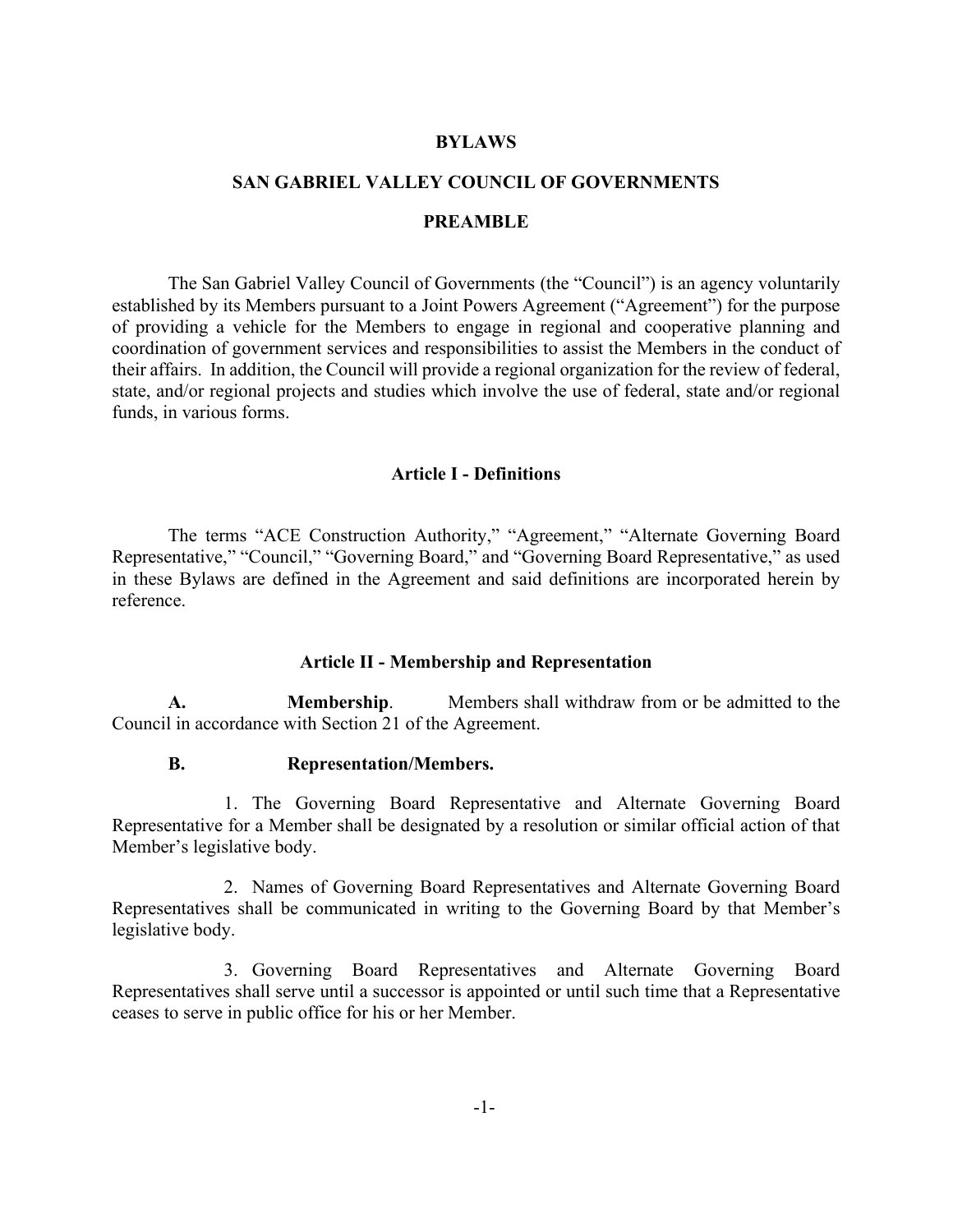# BYLAWS

# SAN GABRIEL VALLEY COUNCIL OF GOVERNMENTS

## PREAMBLE

The San Gabriel Valley Council of Governments (the "Council") is an agency voluntarily established by its Members pursuant to a Joint Powers Agreement ("Agreement") for the purpose of providing a vehicle for the Members to engage in regional and cooperative planning and coordination of government services and responsibilities to assist the Members in the conduct of their affairs. In addition, the Council will provide a regional organization for the review of federal, state, and/or regional projects and studies which involve the use of federal, state and/or regional funds, in various forms.

## Article I - Definitions

The terms "ACE Construction Authority," "Agreement," "Alternate Governing Board Representative," "Council," "Governing Board," and "Governing Board Representative," as used in these Bylaws are defined in the Agreement and said definitions are incorporated herein by reference.

## Article II - Membership and Representation

**A. Membership**. Members shall withdraw from or be admitted to the Council in accordance with Section 21 of the Agreement.

**B. Representation/Members.**

1. The Governing Board Representative and Alternate Governing Board Representative for a Member shall be designated by a resolution or similar official action of that Member's legislative body.

2. Names of Governing Board Representatives and Alternate Governing Board Representatives shall be communicated in writing to the Governing Board by that Member's legislative body.

3. Governing Board Representatives and Alternate Governing Board Representatives shall serve until a successor is appointed or until such time that a Representative ceases to serve in public office for his or her Member.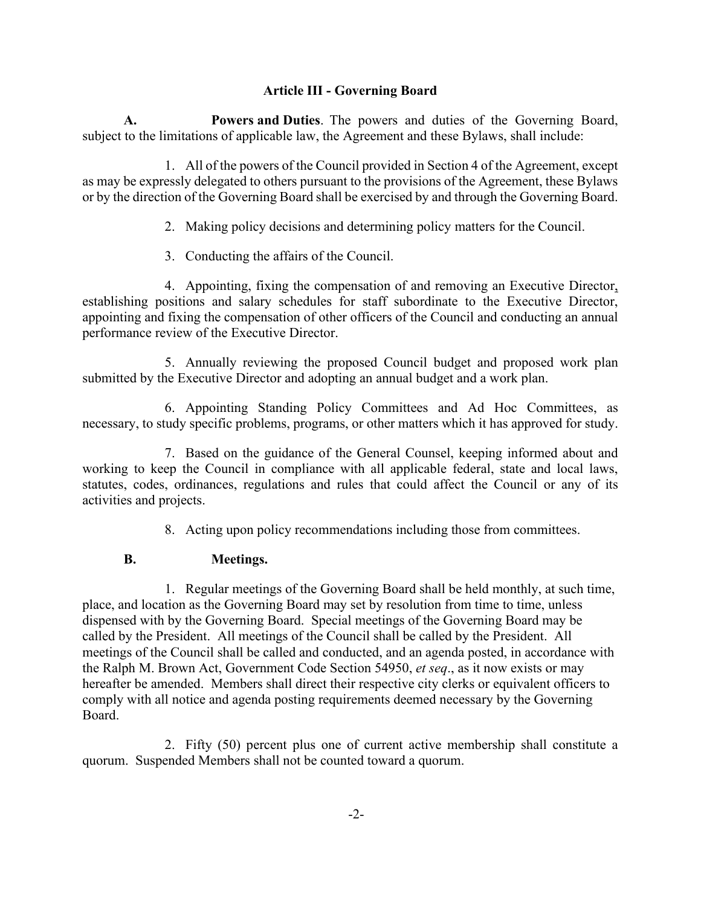## Article III - Governing Board

**A. Powers and Duties**. The powers and duties of the Governing Board, subject to the limitations of applicable law, the Agreement and these Bylaws, shall include:

1. All of the powers of the Council provided in Section 4 of the Agreement, except as may be expressly delegated to others pursuant to the provisions of the Agreement, these Bylaws or by the direction of the Governing Board shall be exercised by and through the Governing Board.

2. Making policy decisions and determining policy matters for the Council.

3. Conducting the affairs of the Council.

4. Appointing, fixing the compensation of and removing an Executive Director, establishing positions and salary schedules for staff subordinate to the Executive Director, appointing and fixing the compensation of other officers of the Council and conducting an annual performance review of the Executive Director.

5. Annually reviewing the proposed Council budget and proposed work plan submitted by the Executive Director and adopting an annual budget and a work plan.

6. Appointing Standing Policy Committees and Ad Hoc Committees, as necessary, to study specific problems, programs, or other matters which it has approved for study.

7. Based on the guidance of the General Counsel, keeping informed about and working to keep the Council in compliance with all applicable federal, state and local laws, statutes, codes, ordinances, regulations and rules that could affect the Council or any of its activities and projects.

8. Acting upon policy recommendations including those from committees.

**B. Meetings.**

1. Regular meetings of the Governing Board shall be held monthly, at such time, place, and location as the Governing Board may set by resolution from time to time, unless dispensed with by the Governing Board. Special meetings of the Governing Board may be called by the President. All meetings of the Council shall be called by the President. All meetings of the Council shall be called and conducted, and an agenda posted, in accordance with the Ralph M. Brown Act, Government Code Section 54950, *et seq*., as it now exists or may hereafter be amended. Members shall direct their respective city clerks or equivalent officers to comply with all notice and agenda posting requirements deemed necessary by the Governing Board.

2. Fifty (50) percent plus one of current active membership shall constitute a quorum. Suspended Members shall not be counted toward a quorum.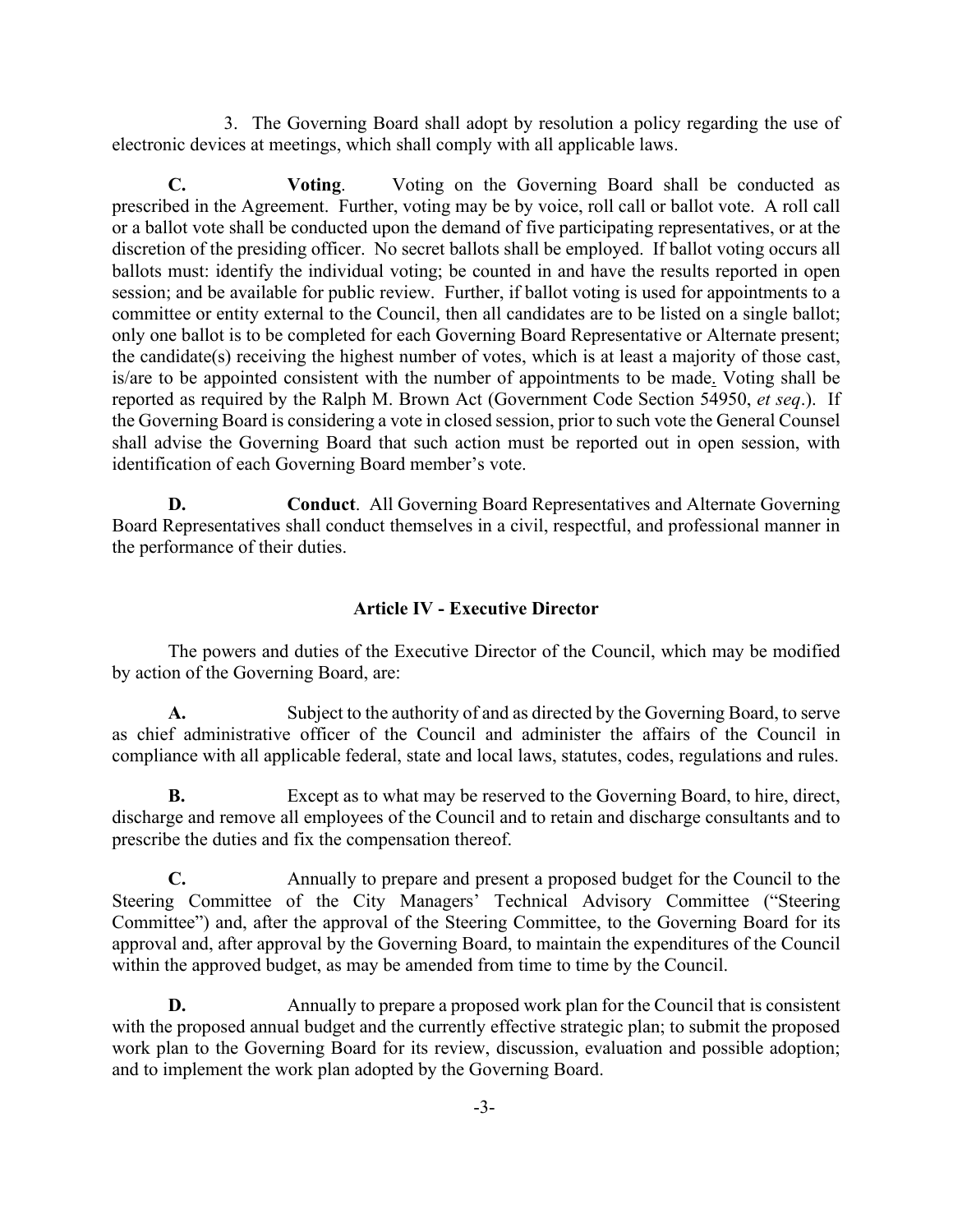3. The Governing Board shall adopt by resolution a policy regarding the use of electronic devices at meetings, which shall comply with all applicable laws.

**C. Voting**. Voting on the Governing Board shall be conducted as prescribed in the Agreement. Further, voting may be by voice, roll call or ballot vote. A roll call or a ballot vote shall be conducted upon the demand of five participating representatives, or at the discretion of the presiding officer. No secret ballots shall be employed. If ballot voting occurs all ballots must: identify the individual voting; be counted in and have the results reported in open session; and be available for public review. Further, if ballot voting is used for appointments to a committee or entity external to the Council, then all candidates are to be listed on a single ballot; only one ballot is to be completed for each Governing Board Representative or Alternate present; the candidate(s) receiving the highest number of votes, which is at least a majority of those cast, is/are to be appointed consistent with the number of appointments to be made. Voting shall be reported as required by the Ralph M. Brown Act (Government Code Section 54950, *et seq*.). If the Governing Board is considering a vote in closed session, prior to such vote the General Counsel shall advise the Governing Board that such action must be reported out in open session, with identification of each Governing Board member's vote.

**D. Conduct**. All Governing Board Representatives and Alternate Governing Board Representatives shall conduct themselves in a civil, respectful, and professional manner in the performance of their duties.

## Article IV - Executive Director

The powers and duties of the Executive Director of the Council, which may be modified by action of the Governing Board, are:

**A.** Subject to the authority of and as directed by the Governing Board, to serve as chief administrative officer of the Council and administer the affairs of the Council in compliance with all applicable federal, state and local laws, statutes, codes, regulations and rules.

**B.** Except as to what may be reserved to the Governing Board, to hire, direct, discharge and remove all employees of the Council and to retain and discharge consultants and to prescribe the duties and fix the compensation thereof.

**C.** Annually to prepare and present a proposed budget for the Council to the Steering Committee of the City Managers' Technical Advisory Committee ("Steering Committee") and, after the approval of the Steering Committee, to the Governing Board for its approval and, after approval by the Governing Board, to maintain the expenditures of the Council within the approved budget, as may be amended from time to time by the Council.

**D.** Annually to prepare a proposed work plan for the Council that is consistent with the proposed annual budget and the currently effective strategic plan; to submit the proposed work plan to the Governing Board for its review, discussion, evaluation and possible adoption; and to implement the work plan adopted by the Governing Board.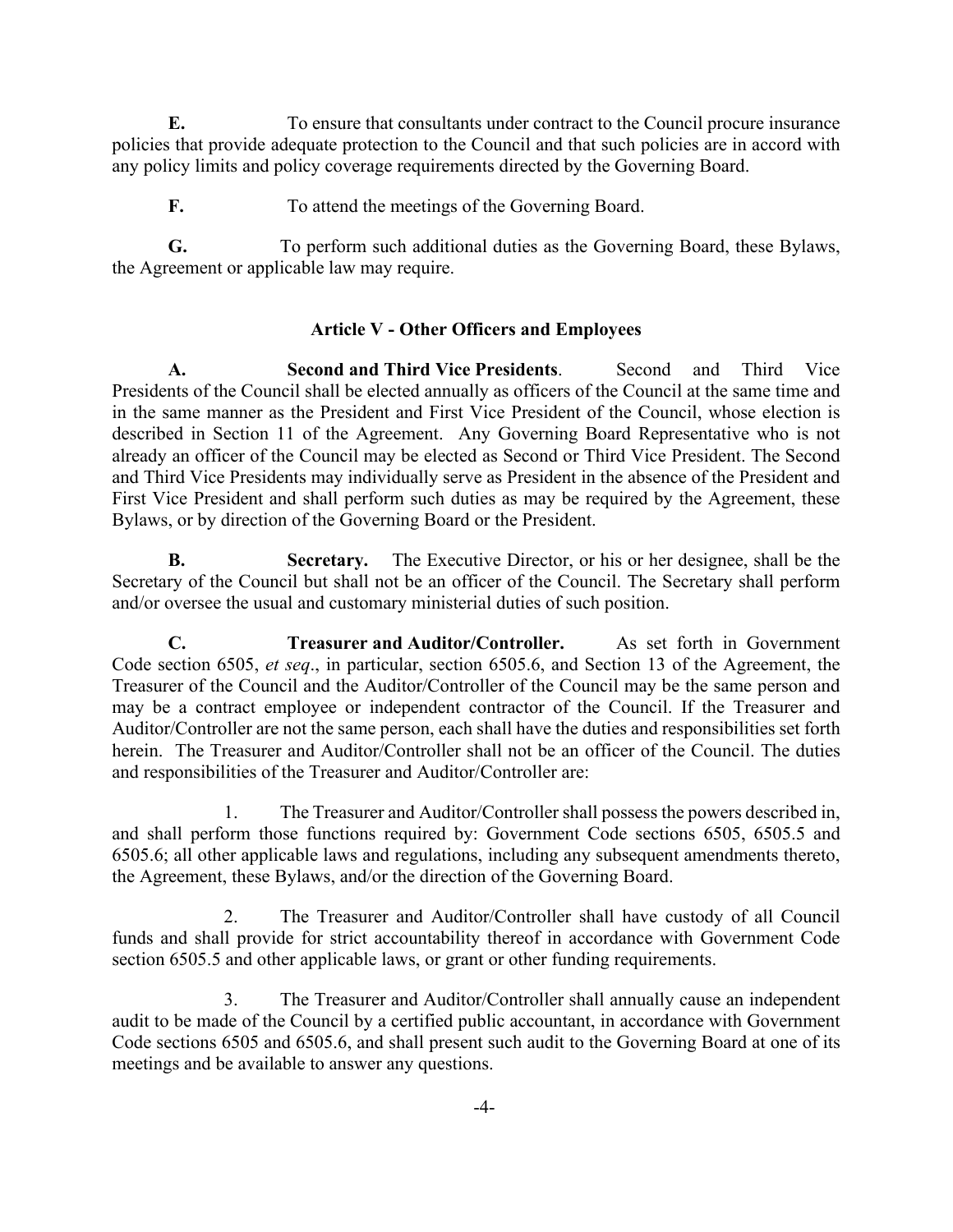**E.** To ensure that consultants under contract to the Council procure insurance policies that provide adequate protection to the Council and that such policies are in accord with any policy limits and policy coverage requirements directed by the Governing Board.

**F.** To attend the meetings of the Governing Board.

**G.** To perform such additional duties as the Governing Board, these Bylaws, the Agreement or applicable law may require.

## Article V - Other Officers and Employees

**A. Second and Third Vice Presidents**. Second and Third Vice Presidents of the Council shall be elected annually as officers of the Council at the same time and in the same manner as the President and First Vice President of the Council, whose election is described in Section 11 of the Agreement. Any Governing Board Representative who is not already an officer of the Council may be elected as Second or Third Vice President. The Second and Third Vice Presidents may individually serve as President in the absence of the President and First Vice President and shall perform such duties as may be required by the Agreement, these Bylaws, or by direction of the Governing Board or the President.

**B. Secretary.** The Executive Director, or his or her designee, shall be the Secretary of the Council but shall not be an officer of the Council. The Secretary shall perform and/or oversee the usual and customary ministerial duties of such position.

**C. Treasurer and Auditor/Controller.** As set forth in Government Code section 6505, *et seq*., in particular, section 6505.6, and Section 13 of the Agreement, the Treasurer of the Council and the Auditor/Controller of the Council may be the same person and may be a contract employee or independent contractor of the Council. If the Treasurer and Auditor/Controller are not the same person, each shall have the duties and responsibilities set forth herein. The Treasurer and Auditor/Controller shall not be an officer of the Council. The duties and responsibilities of the Treasurer and Auditor/Controller are:

1. The Treasurer and Auditor/Controller shall possess the powers described in, and shall perform those functions required by: Government Code sections 6505, 6505.5 and 6505.6; all other applicable laws and regulations, including any subsequent amendments thereto, the Agreement, these Bylaws, and/or the direction of the Governing Board.

2. The Treasurer and Auditor/Controller shall have custody of all Council funds and shall provide for strict accountability thereof in accordance with Government Code section 6505.5 and other applicable laws, or grant or other funding requirements.

3. The Treasurer and Auditor/Controller shall annually cause an independent audit to be made of the Council by a certified public accountant, in accordance with Government Code sections 6505 and 6505.6, and shall present such audit to the Governing Board at one of its meetings and be available to answer any questions.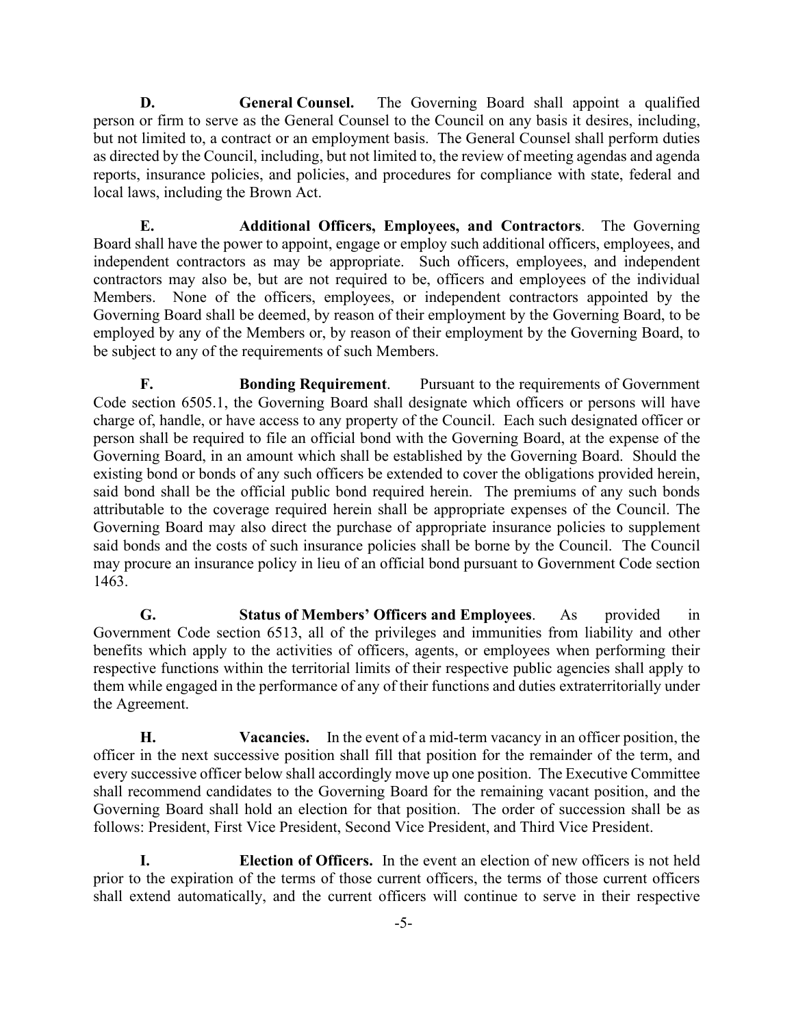**D. General Counsel.** The Governing Board shall appoint a qualified person or firm to serve as the General Counsel to the Council on any basis it desires, including, but not limited to, a contract or an employment basis. The General Counsel shall perform duties as directed by the Council, including, but not limited to, the review of meeting agendas and agenda reports, insurance policies, and policies, and procedures for compliance with state, federal and local laws, including the Brown Act.

**E. Additional Officers, Employees, and Contractors**. The Governing Board shall have the power to appoint, engage or employ such additional officers, employees, and independent contractors as may be appropriate. Such officers, employees, and independent contractors may also be, but are not required to be, officers and employees of the individual Members. None of the officers, employees, or independent contractors appointed by the Governing Board shall be deemed, by reason of their employment by the Governing Board, to be employed by any of the Members or, by reason of their employment by the Governing Board, to be subject to any of the requirements of such Members.

**F. Bonding Requirement**. Pursuant to the requirements of Government Code section 6505.1, the Governing Board shall designate which officers or persons will have charge of, handle, or have access to any property of the Council. Each such designated officer or person shall be required to file an official bond with the Governing Board, at the expense of the Governing Board, in an amount which shall be established by the Governing Board. Should the existing bond or bonds of any such officers be extended to cover the obligations provided herein, said bond shall be the official public bond required herein. The premiums of any such bonds attributable to the coverage required herein shall be appropriate expenses of the Council. The Governing Board may also direct the purchase of appropriate insurance policies to supplement said bonds and the costs of such insurance policies shall be borne by the Council. The Council may procure an insurance policy in lieu of an official bond pursuant to Government Code section 1463.

**G. Status of Members' Officers and Employees**. As provided in Government Code section 6513, all of the privileges and immunities from liability and other benefits which apply to the activities of officers, agents, or employees when performing their respective functions within the territorial limits of their respective public agencies shall apply to them while engaged in the performance of any of their functions and duties extraterritorially under the Agreement.

**H. Vacancies.** In the event of a mid-term vacancy in an officer position, the officer in the next successive position shall fill that position for the remainder of the term, and every successive officer below shall accordingly move up one position. The Executive Committee shall recommend candidates to the Governing Board for the remaining vacant position, and the Governing Board shall hold an election for that position. The order of succession shall be as follows: President, First Vice President, Second Vice President, and Third Vice President.

**I. Election of Officers.** In the event an election of new officers is not held prior to the expiration of the terms of those current officers, the terms of those current officers shall extend automatically, and the current officers will continue to serve in their respective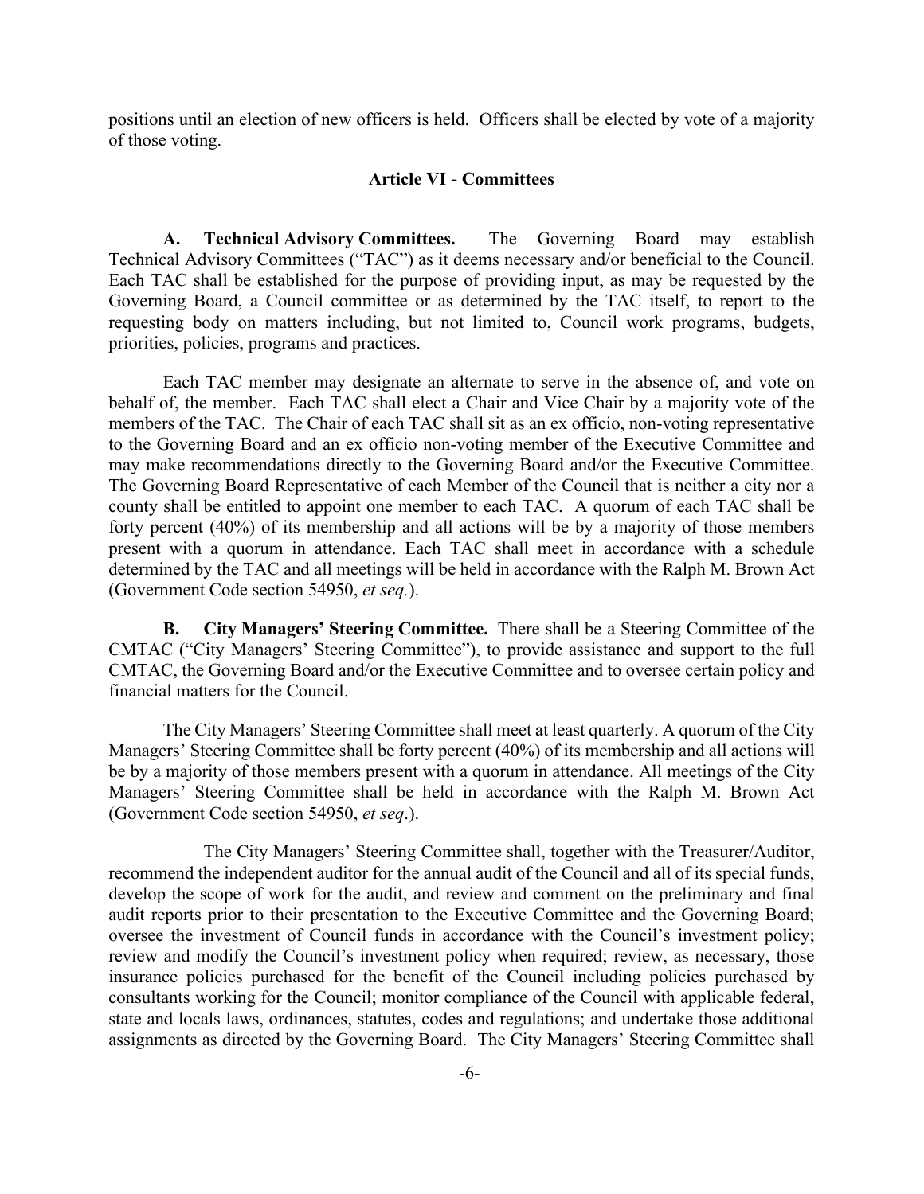positions until an election of new officers is held. Officers shall be elected by vote of a majority of those voting.

## Article VI - Committees

**A. Technical Advisory Committees.** The Governing Board may establish Technical Advisory Committees ("TAC") as it deems necessary and/or beneficial to the Council. Each TAC shall be established for the purpose of providing input, as may be requested by the Governing Board, a Council committee or as determined by the TAC itself, to report to the requesting body on matters including, but not limited to, Council work programs, budgets, priorities, policies, programs and practices.

Each TAC member may designate an alternate to serve in the absence of, and vote on behalf of, the member. Each TAC shall elect a Chair and Vice Chair by a majority vote of the members of the TAC. The Chair of each TAC shall sit as an ex officio, non-voting representative to the Governing Board and an ex officio non-voting member of the Executive Committee and may make recommendations directly to the Governing Board and/or the Executive Committee. The Governing Board Representative of each Member of the Council that is neither a city nor a county shall be entitled to appoint one member to each TAC. A quorum of each TAC shall be forty percent (40%) of its membership and all actions will be by a majority of those members present with a quorum in attendance. Each TAC shall meet in accordance with a schedule determined by the TAC and all meetings will be held in accordance with the Ralph M. Brown Act (Government Code section 54950, *et seq.*).

**B. City Managers' Steering Committee.** There shall be a Steering Committee of the CMTAC ("City Managers' Steering Committee"), to provide assistance and support to the full CMTAC, the Governing Board and/or the Executive Committee and to oversee certain policy and financial matters for the Council.

The City Managers' Steering Committee shall meet at least quarterly. A quorum of the City Managers' Steering Committee shall be forty percent (40%) of its membership and all actions will be by a majority of those members present with a quorum in attendance. All meetings of the City Managers' Steering Committee shall be held in accordance with the Ralph M. Brown Act (Government Code section 54950, *et seq*.).

The City Managers' Steering Committee shall, together with the Treasurer/Auditor, recommend the independent auditor for the annual audit of the Council and all of its special funds, develop the scope of work for the audit, and review and comment on the preliminary and final audit reports prior to their presentation to the Executive Committee and the Governing Board; oversee the investment of Council funds in accordance with the Council's investment policy; review and modify the Council's investment policy when required; review, as necessary, those insurance policies purchased for the benefit of the Council including policies purchased by consultants working for the Council; monitor compliance of the Council with applicable federal, state and locals laws, ordinances, statutes, codes and regulations; and undertake those additional assignments as directed by the Governing Board. The City Managers' Steering Committee shall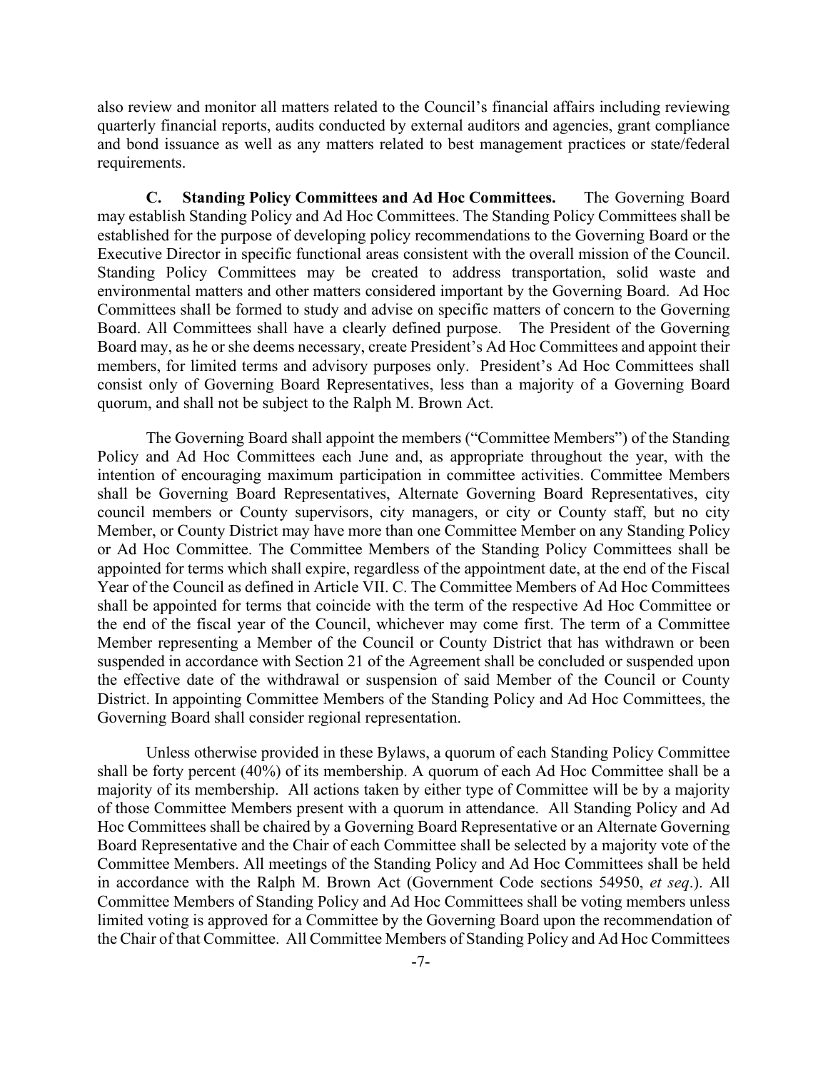also review and monitor all matters related to the Council's financial affairs including reviewing quarterly financial reports, audits conducted by external auditors and agencies, grant compliance and bond issuance as well as any matters related to best management practices or state/federal requirements.

**C. Standing Policy Committees and Ad Hoc Committees.** The Governing Board may establish Standing Policy and Ad Hoc Committees. The Standing Policy Committees shall be established for the purpose of developing policy recommendations to the Governing Board or the Executive Director in specific functional areas consistent with the overall mission of the Council. Standing Policy Committees may be created to address transportation, solid waste and environmental matters and other matters considered important by the Governing Board. Ad Hoc Committees shall be formed to study and advise on specific matters of concern to the Governing Board. All Committees shall have a clearly defined purpose. The President of the Governing Board may, as he or she deems necessary, create President's Ad Hoc Committees and appoint their members, for limited terms and advisory purposes only. President's Ad Hoc Committees shall consist only of Governing Board Representatives, less than a majority of a Governing Board quorum, and shall not be subject to the Ralph M. Brown Act.

The Governing Board shall appoint the members ("Committee Members") of the Standing Policy and Ad Hoc Committees each June and, as appropriate throughout the year, with the intention of encouraging maximum participation in committee activities. Committee Members shall be Governing Board Representatives, Alternate Governing Board Representatives, city council members or County supervisors, city managers, or city or County staff, but no city Member, or County District may have more than one Committee Member on any Standing Policy or Ad Hoc Committee. The Committee Members of the Standing Policy Committees shall be appointed for terms which shall expire, regardless of the appointment date, at the end of the Fiscal Year of the Council as defined in Article VII. C. The Committee Members of Ad Hoc Committees shall be appointed for terms that coincide with the term of the respective Ad Hoc Committee or the end of the fiscal year of the Council, whichever may come first. The term of a Committee Member representing a Member of the Council or County District that has withdrawn or been suspended in accordance with Section 21 of the Agreement shall be concluded or suspended upon the effective date of the withdrawal or suspension of said Member of the Council or County District. In appointing Committee Members of the Standing Policy and Ad Hoc Committees, the Governing Board shall consider regional representation.

Unless otherwise provided in these Bylaws, a quorum of each Standing Policy Committee shall be forty percent (40%) of its membership. A quorum of each Ad Hoc Committee shall be a majority of its membership. All actions taken by either type of Committee will be by a majority of those Committee Members present with a quorum in attendance. All Standing Policy and Ad Hoc Committees shall be chaired by a Governing Board Representative or an Alternate Governing Board Representative and the Chair of each Committee shall be selected by a majority vote of the Committee Members. All meetings of the Standing Policy and Ad Hoc Committees shall be held in accordance with the Ralph M. Brown Act (Government Code sections 54950, *et seq*.). All Committee Members of Standing Policy and Ad Hoc Committees shall be voting members unless limited voting is approved for a Committee by the Governing Board upon the recommendation of the Chair of that Committee. All Committee Members of Standing Policy and Ad Hoc Committees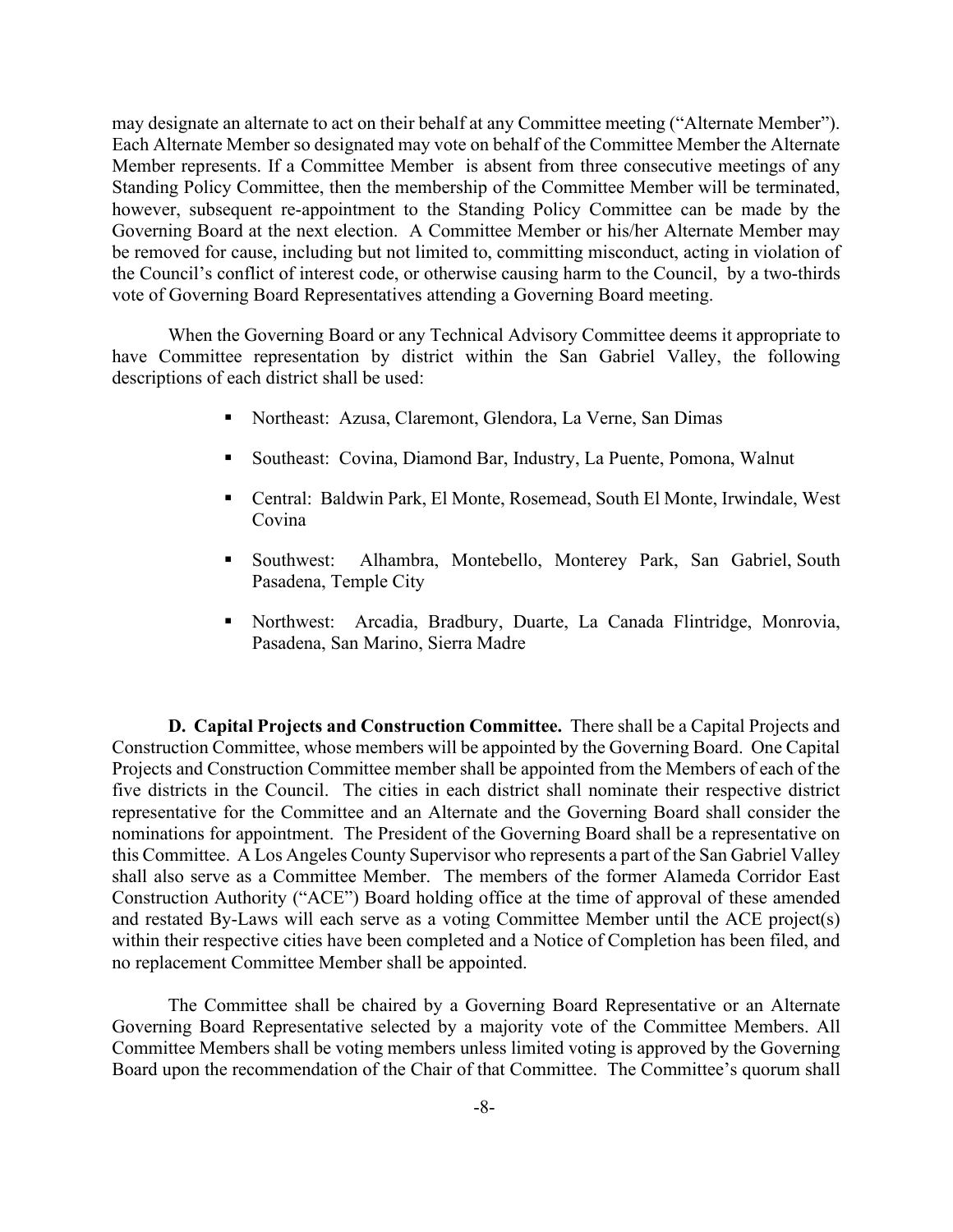may designate an alternate to act on their behalf at any Committee meeting ("Alternate Member"). Each Alternate Member so designated may vote on behalf of the Committee Member the Alternate Member represents. If a Committee Member is absent from three consecutive meetings of any Standing Policy Committee, then the membership of the Committee Member will be terminated, however, subsequent re-appointment to the Standing Policy Committee can be made by the Governing Board at the next election. A Committee Member or his/her Alternate Member may be removed for cause, including but not limited to, committing misconduct, acting in violation of the Council's conflict of interest code, or otherwise causing harm to the Council, by a two-thirds vote of Governing Board Representatives attending a Governing Board meeting.

When the Governing Board or any Technical Advisory Committee deems it appropriate to have Committee representation by district within the San Gabriel Valley, the following descriptions of each district shall be used:

- Northeast: Azusa, Claremont, Glendora, La Verne, San Dimas
- Southeast: Covina, Diamond Bar, Industry, La Puente, Pomona, Walnut
- Central: Baldwin Park, El Monte, Rosemead, South El Monte, Irwindale, West Covina
- Southwest: Alhambra, Montebello, Monterey Park, San Gabriel, South Pasadena, Temple City
- Northwest: Arcadia, Bradbury, Duarte, La Canada Flintridge, Monrovia, Pasadena, San Marino, Sierra Madre

**D. Capital Projects and Construction Committee.** There shall be a Capital Projects and Construction Committee, whose members will be appointed by the Governing Board. One Capital Projects and Construction Committee member shall be appointed from the Members of each of the five districts in the Council. The cities in each district shall nominate their respective district representative for the Committee and an Alternate and the Governing Board shall consider the nominations for appointment. The President of the Governing Board shall be a representative on this Committee. A Los Angeles County Supervisor who represents a part of the San Gabriel Valley shall also serve as a Committee Member. The members of the former Alameda Corridor East Construction Authority ("ACE") Board holding office at the time of approval of these amended and restated By-Laws will each serve as a voting Committee Member until the ACE project(s) within their respective cities have been completed and a Notice of Completion has been filed, and no replacement Committee Member shall be appointed.

The Committee shall be chaired by a Governing Board Representative or an Alternate Governing Board Representative selected by a majority vote of the Committee Members. All Committee Members shall be voting members unless limited voting is approved by the Governing Board upon the recommendation of the Chair of that Committee. The Committee's quorum shall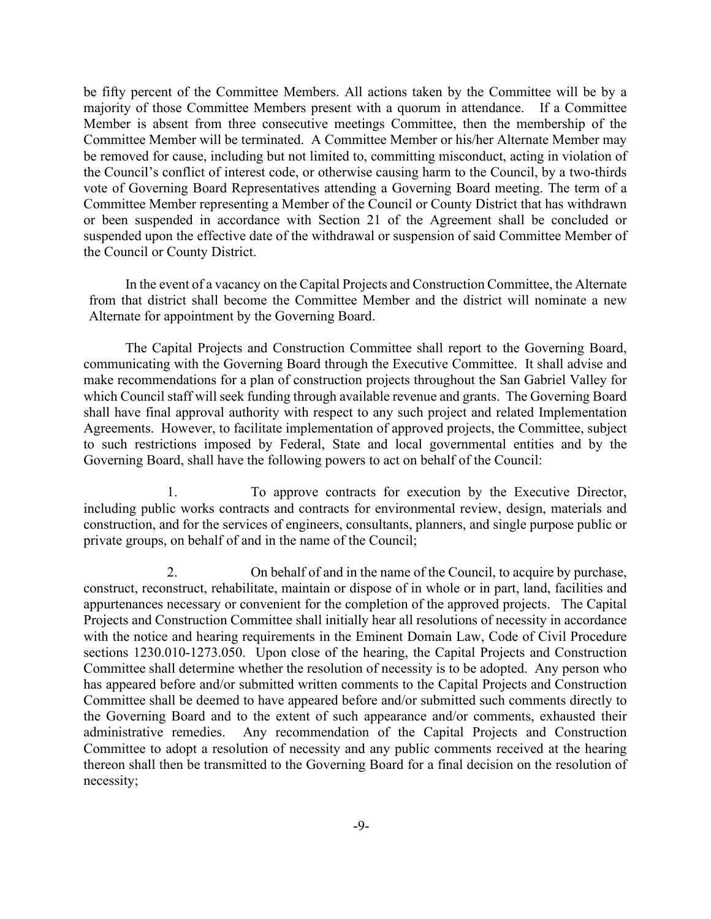be fifty percent of the Committee Members. All actions taken by the Committee will be by a majority of those Committee Members present with a quorum in attendance. If a Committee Member is absent from three consecutive meetings Committee, then the membership of the Committee Member will be terminated. A Committee Member or his/her Alternate Member may be removed for cause, including but not limited to, committing misconduct, acting in violation of the Council's conflict of interest code, or otherwise causing harm to the Council, by a two-thirds vote of Governing Board Representatives attending a Governing Board meeting. The term of a Committee Member representing a Member of the Council or County District that has withdrawn or been suspended in accordance with Section 21 of the Agreement shall be concluded or suspended upon the effective date of the withdrawal or suspension of said Committee Member of the Council or County District.

In the event of a vacancy on the Capital Projects and Construction Committee, the Alternate from that district shall become the Committee Member and the district will nominate a new Alternate for appointment by the Governing Board.

The Capital Projects and Construction Committee shall report to the Governing Board, communicating with the Governing Board through the Executive Committee. It shall advise and make recommendations for a plan of construction projects throughout the San Gabriel Valley for which Council staff will seek funding through available revenue and grants. The Governing Board shall have final approval authority with respect to any such project and related Implementation Agreements. However, to facilitate implementation of approved projects, the Committee, subject to such restrictions imposed by Federal, State and local governmental entities and by the Governing Board, shall have the following powers to act on behalf of the Council:

1. To approve contracts for execution by the Executive Director, including public works contracts and contracts for environmental review, design, materials and construction, and for the services of engineers, consultants, planners, and single purpose public or private groups, on behalf of and in the name of the Council;

2. On behalf of and in the name of the Council, to acquire by purchase, construct, reconstruct, rehabilitate, maintain or dispose of in whole or in part, land, facilities and appurtenances necessary or convenient for the completion of the approved projects. The Capital Projects and Construction Committee shall initially hear all resolutions of necessity in accordance with the notice and hearing requirements in the Eminent Domain Law, Code of Civil Procedure sections 1230.010-1273.050. Upon close of the hearing, the Capital Projects and Construction Committee shall determine whether the resolution of necessity is to be adopted. Any person who has appeared before and/or submitted written comments to the Capital Projects and Construction Committee shall be deemed to have appeared before and/or submitted such comments directly to the Governing Board and to the extent of such appearance and/or comments, exhausted their administrative remedies. Any recommendation of the Capital Projects and Construction Committee to adopt a resolution of necessity and any public comments received at the hearing thereon shall then be transmitted to the Governing Board for a final decision on the resolution of necessity;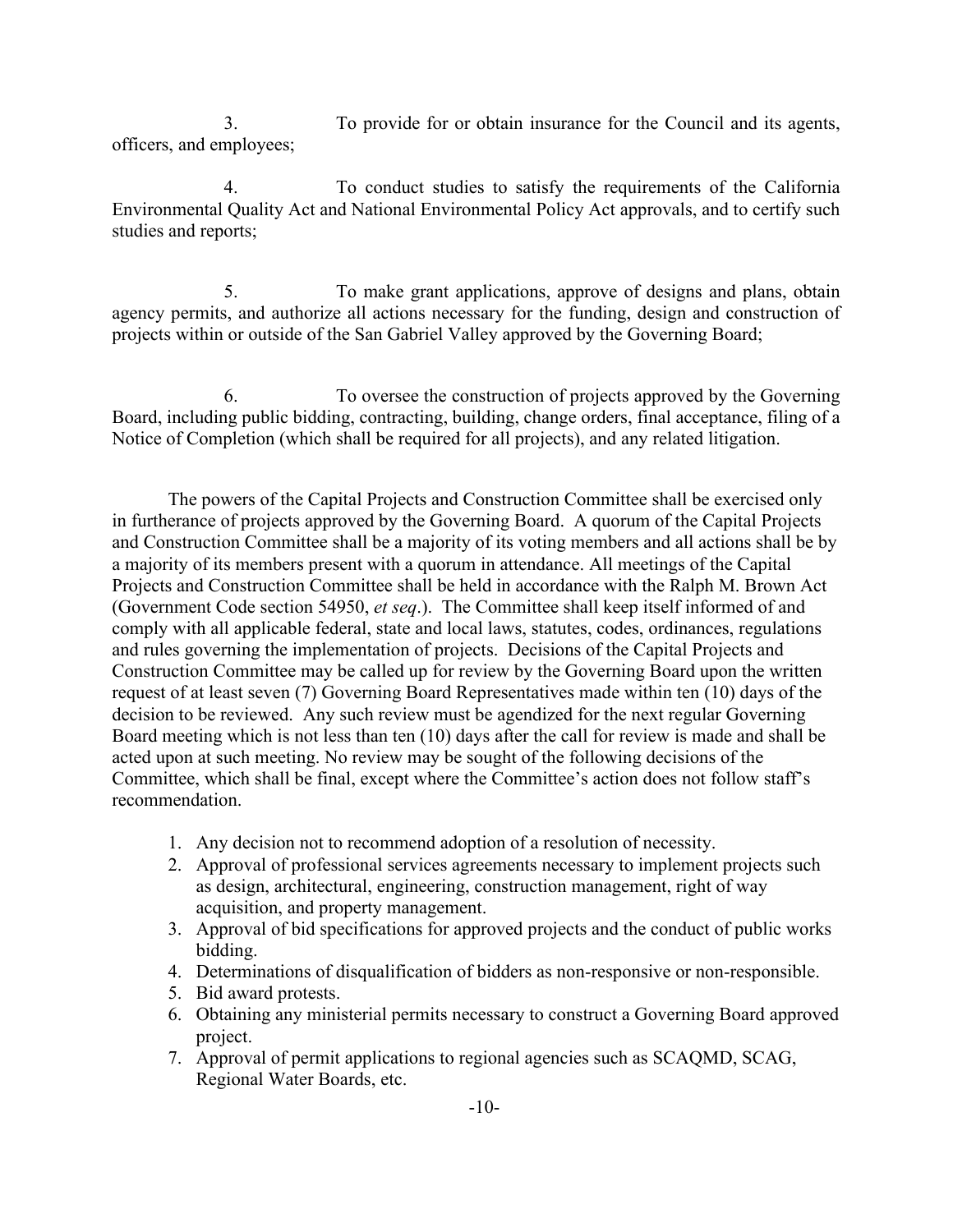3. To provide for or obtain insurance for the Council and its agents, officers, and employees;

4. To conduct studies to satisfy the requirements of the California Environmental Quality Act and National Environmental Policy Act approvals, and to certify such studies and reports;

5. To make grant applications, approve of designs and plans, obtain agency permits, and authorize all actions necessary for the funding, design and construction of projects within or outside of the San Gabriel Valley approved by the Governing Board;

6. To oversee the construction of projects approved by the Governing Board, including public bidding, contracting, building, change orders, final acceptance, filing of a Notice of Completion (which shall be required for all projects), and any related litigation.

The powers of the Capital Projects and Construction Committee shall be exercised only in furtherance of projects approved by the Governing Board. A quorum of the Capital Projects and Construction Committee shall be a majority of its voting members and all actions shall be by a majority of its members present with a quorum in attendance. All meetings of the Capital Projects and Construction Committee shall be held in accordance with the Ralph M. Brown Act (Government Code section 54950, *et seq*.). The Committee shall keep itself informed of and comply with all applicable federal, state and local laws, statutes, codes, ordinances, regulations and rules governing the implementation of projects. Decisions of the Capital Projects and Construction Committee may be called up for review by the Governing Board upon the written request of at least seven (7) Governing Board Representatives made within ten (10) days of the decision to be reviewed. Any such review must be agendized for the next regular Governing Board meeting which is not less than ten (10) days after the call for review is made and shall be acted upon at such meeting. No review may be sought of the following decisions of the Committee, which shall be final, except where the Committee's action does not follow staff's recommendation.

1. Any decision not to recommend adoption of a resolution of necessity.
2. Approval of professional services agreements necessary to implement projects such as design, architectural, engineering, construction management, right of way acquisition, and property management.
3. Approval of bid specifications for approved projects and the conduct of public works bidding.
4. Determinations of disqualification of bidders as non-responsive or non-responsible.
5. Bid award protests.
6. Obtaining any ministerial permits necessary to construct a Governing Board approved project.
7. Approval of permit applications to regional agencies such as SCAQMD, SCAG, Regional Water Boards, etc.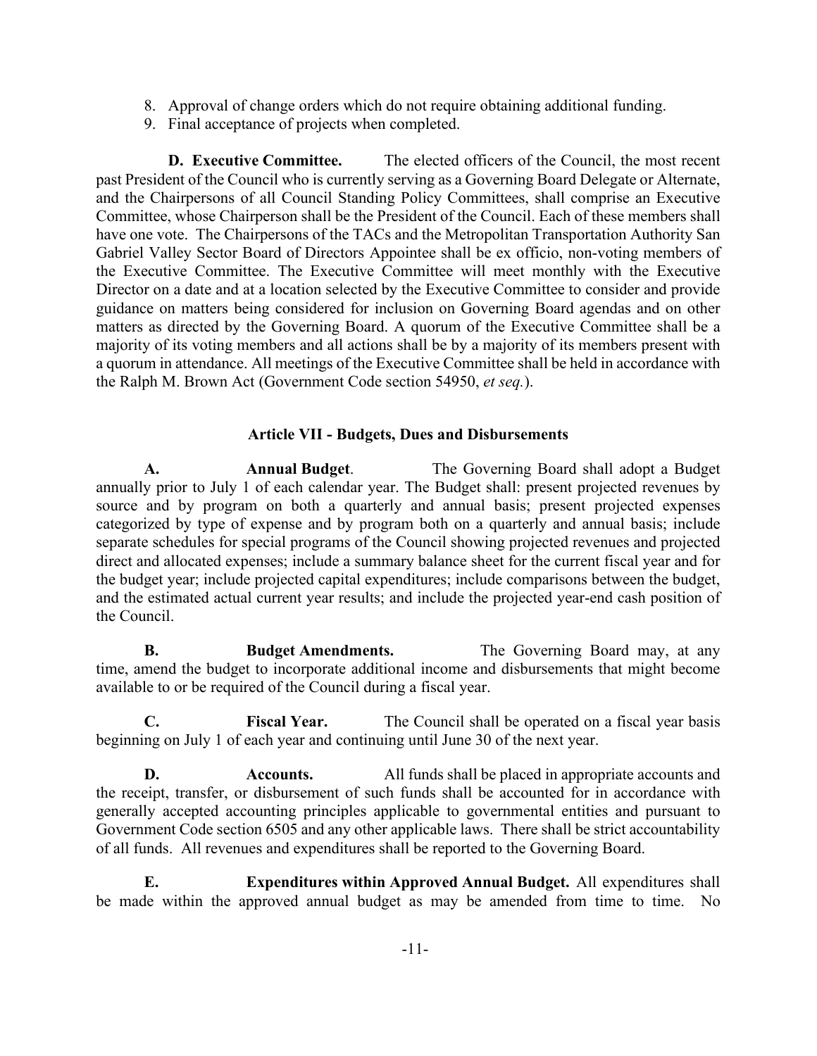8. Approval of change orders which do not require obtaining additional funding.
9. Final acceptance of projects when completed.

**D. Executive Committee.** The elected officers of the Council, the most recent past President of the Council who is currently serving as a Governing Board Delegate or Alternate, and the Chairpersons of all Council Standing Policy Committees, shall comprise an Executive Committee, whose Chairperson shall be the President of the Council. Each of these members shall have one vote. The Chairpersons of the TACs and the Metropolitan Transportation Authority San Gabriel Valley Sector Board of Directors Appointee shall be ex officio, non-voting members of the Executive Committee. The Executive Committee will meet monthly with the Executive Director on a date and at a location selected by the Executive Committee to consider and provide guidance on matters being considered for inclusion on Governing Board agendas and on other matters as directed by the Governing Board. A quorum of the Executive Committee shall be a majority of its voting members and all actions shall be by a majority of its members present with a quorum in attendance. All meetings of the Executive Committee shall be held in accordance with the Ralph M. Brown Act (Government Code section 54950, *et seq.*).

## Article VII - Budgets, Dues and Disbursements

**A. Annual Budget**. The Governing Board shall adopt a Budget annually prior to July 1 of each calendar year. The Budget shall: present projected revenues by source and by program on both a quarterly and annual basis; present projected expenses categorized by type of expense and by program both on a quarterly and annual basis; include separate schedules for special programs of the Council showing projected revenues and projected direct and allocated expenses; include a summary balance sheet for the current fiscal year and for the budget year; include projected capital expenditures; include comparisons between the budget, and the estimated actual current year results; and include the projected year-end cash position of the Council.

**B. Budget Amendments.** The Governing Board may, at any time, amend the budget to incorporate additional income and disbursements that might become available to or be required of the Council during a fiscal year.

**C. Fiscal Year.** The Council shall be operated on a fiscal year basis beginning on July 1 of each year and continuing until June 30 of the next year.

**D. Accounts.** All funds shall be placed in appropriate accounts and the receipt, transfer, or disbursement of such funds shall be accounted for in accordance with generally accepted accounting principles applicable to governmental entities and pursuant to Government Code section 6505 and any other applicable laws. There shall be strict accountability of all funds. All revenues and expenditures shall be reported to the Governing Board.

**E. Expenditures within Approved Annual Budget.** All expenditures shall be made within the approved annual budget as may be amended from time to time. No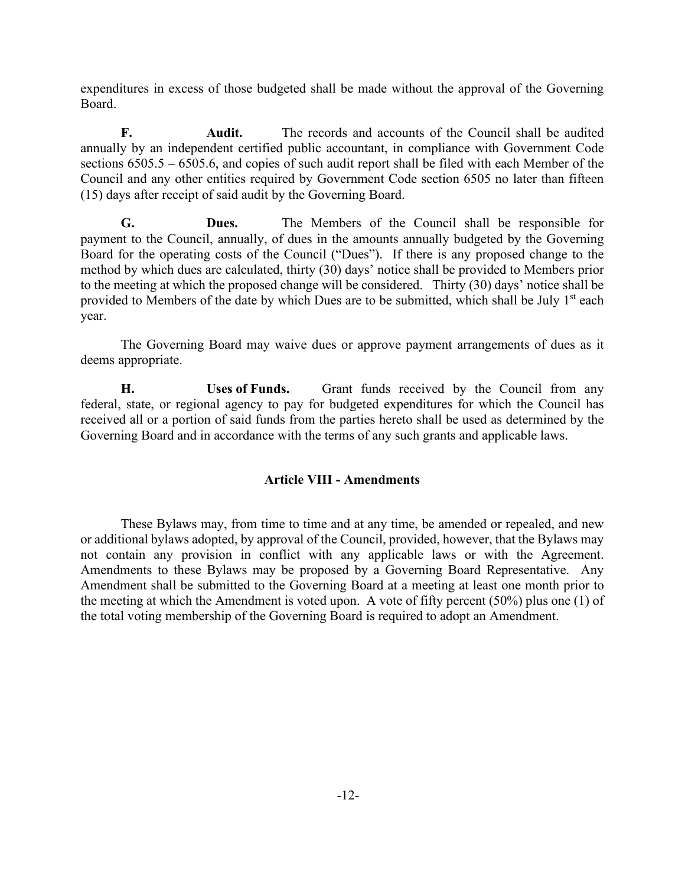expenditures in excess of those budgeted shall be made without the approval of the Governing Board.

**F. Audit.** The records and accounts of the Council shall be audited annually by an independent certified public accountant, in compliance with Government Code sections 6505.5 – 6505.6, and copies of such audit report shall be filed with each Member of the Council and any other entities required by Government Code section 6505 no later than fifteen (15) days after receipt of said audit by the Governing Board.

**G. Dues.** The Members of the Council shall be responsible for payment to the Council, annually, of dues in the amounts annually budgeted by the Governing Board for the operating costs of the Council ("Dues"). If there is any proposed change to the method by which dues are calculated, thirty (30) days' notice shall be provided to Members prior to the meeting at which the proposed change will be considered. Thirty (30) days' notice shall be provided to Members of the date by which Dues are to be submitted, which shall be July 1st each year.

The Governing Board may waive dues or approve payment arrangements of dues as it deems appropriate.

**H. Uses of Funds.** Grant funds received by the Council from any federal, state, or regional agency to pay for budgeted expenditures for which the Council has received all or a portion of said funds from the parties hereto shall be used as determined by the Governing Board and in accordance with the terms of any such grants and applicable laws.

## Article VIII - Amendments

These Bylaws may, from time to time and at any time, be amended or repealed, and new or additional bylaws adopted, by approval of the Council, provided, however, that the Bylaws may not contain any provision in conflict with any applicable laws or with the Agreement. Amendments to these Bylaws may be proposed by a Governing Board Representative. Any Amendment shall be submitted to the Governing Board at a meeting at least one month prior to the meeting at which the Amendment is voted upon. A vote of fifty percent (50%) plus one (1) of the total voting membership of the Governing Board is required to adopt an Amendment.